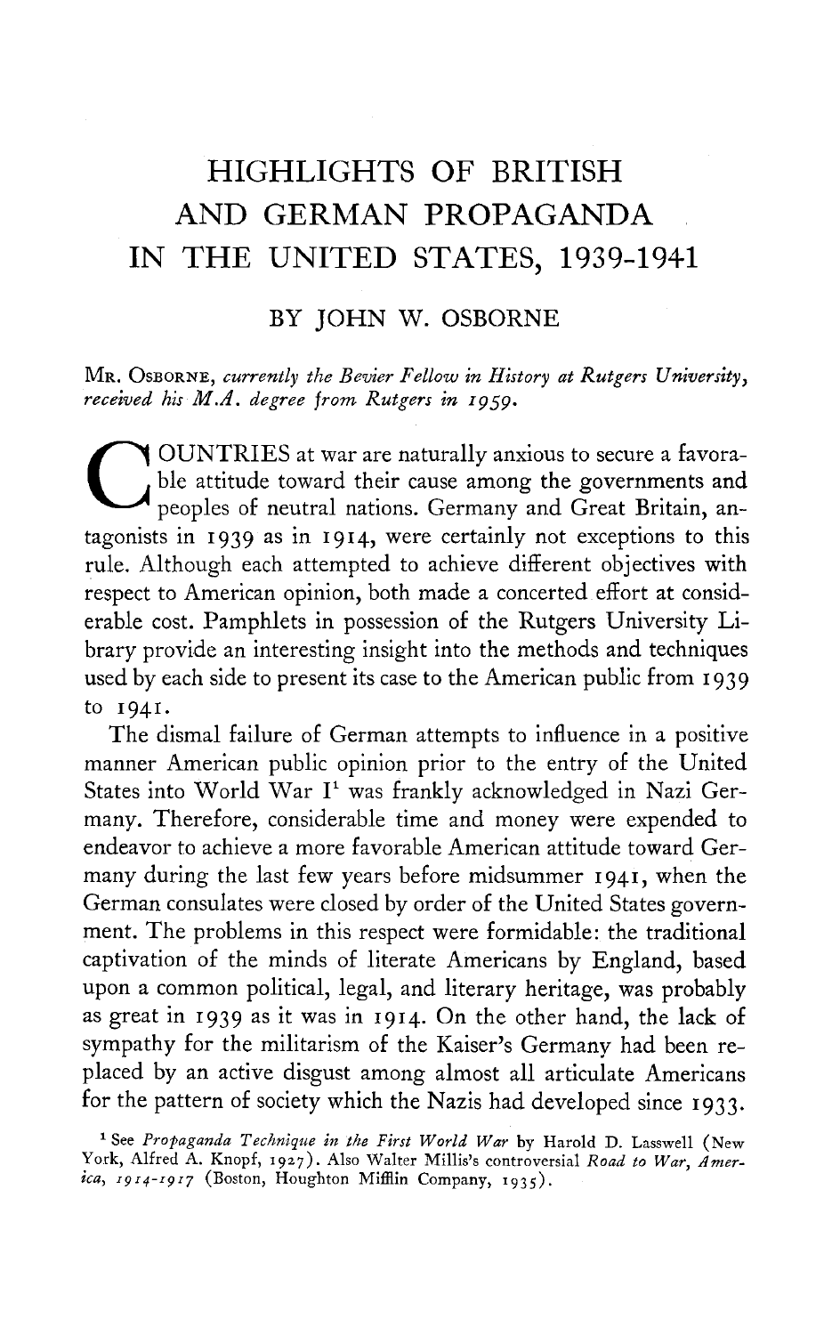# HIGHLIGHTS OF BRITISH AND GERMAN PROPAGANDA IN THE UNITED STATES, 1939-1941

## BY JOHN W. OSBORNE

MR. OSBORNE, *currently the Bevier Fellow in History at Rutgers University, received his M.A. degree from Rutgers in 1959.*

COUNTRIES at war are naturally anxious to secure a favorable attitude toward their cause among the governments and peoples of neutral nations. Germany and Great Britain, antagonists in 1939 as in 1914, were certainly not exceptions to this rule. Although each attempted to achieve different objectives with respect to American opinion, both made a concerted effort at considerable cost. Pamphlets in possession of the Rutgers University Library provide an interesting insight into the methods and techniques used by each side to present its case to the American public from 1939 to 1941.

The dismal failure of German attempts to influence in a positive manner American public opinion prior to the entry of the United States into World War I[1] was frankly acknowledged in Nazi Germany. Therefore, considerable time and money were expended to endeavor to achieve a more favorable American attitude toward Germany during the last few years before midsummer 1941, when the German consulates were closed by order of the United States government. The problems in this respect were formidable: the traditional captivation of the minds of literate Americans by England, based upon a common political, legal, and literary heritage, was probably as great in 1939 as it was in 1914. On the other hand, the lack of sympathy for the militarism of the Kaiser's Germany had been replaced by an active disgust among almost all articulate Americans for the pattern of society which the Nazis had developed since 1933.

[1] See *Propaganda Technique in the First World War* by Harold D. Lasswell (New York, Alfred A. Knopf, 1927). Also Walter Millis's controversial *Road to War, America, 1914-1917* (Boston, Houghton Mifflin Company, 1935).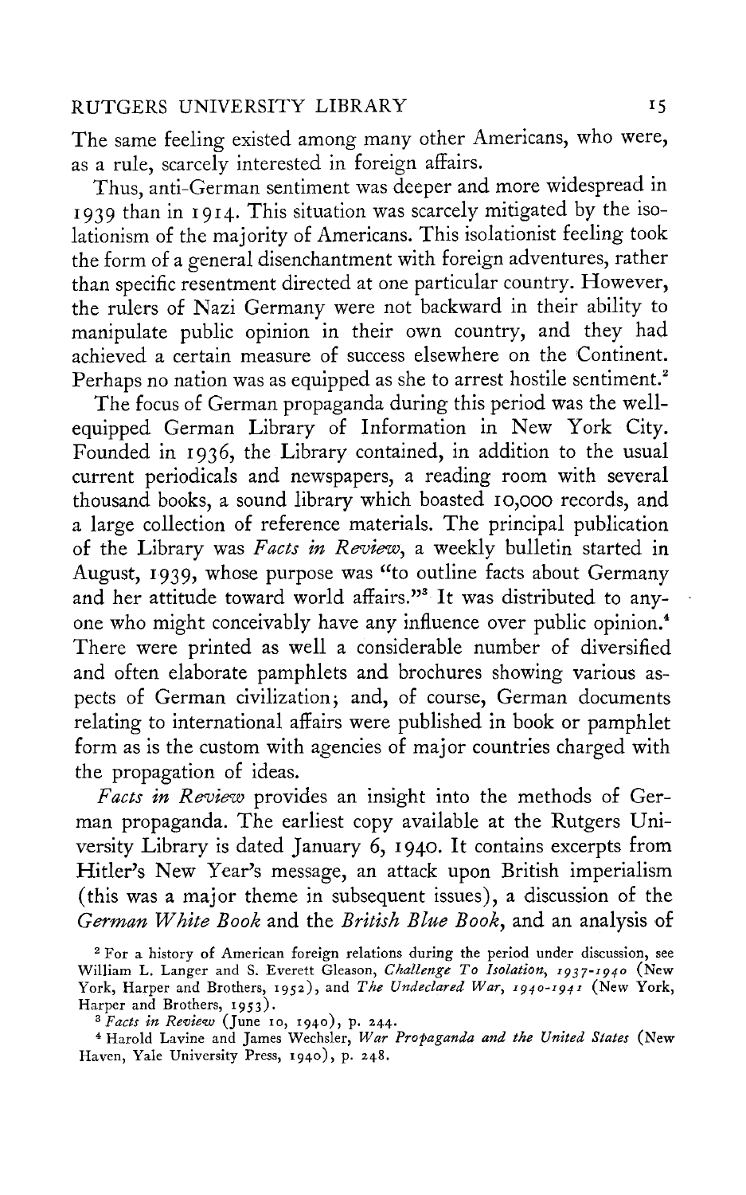The same feeling existed among many other Americans, who were, as a rule, scarcely interested in foreign affairs.

Thus, anti-German sentiment was deeper and more widespread in 1939 than in 1914. This situation was scarcely mitigated by the isolationism of the majority of Americans. This isolationist feeling took the form of a general disenchantment with foreign adventures, rather than specific resentment directed at one particular country. However, the rulers of Nazi Germany were not backward in their ability to manipulate public opinion in their own country, and they had achieved a certain measure of success elsewhere on the Continent. Perhaps no nation was as equipped as she to arrest hostile sentiment.[2]

The focus of German propaganda during this period was the well-equipped German Library of Information in New York City. Founded in 1936, the Library contained, in addition to the usual current periodicals and newspapers, a reading room with several thousand books, a sound library which boasted 10,000 records, and a large collection of reference materials. The principal publication of the Library was *Facts in Review*, a weekly bulletin started in August, 1939, whose purpose was "to outline facts about Germany and her attitude toward world affairs."[3] It was distributed to anyone who might conceivably have any influence over public opinion.[4] There were printed as well a considerable number of diversified and often elaborate pamphlets and brochures showing various aspects of German civilization; and, of course, German documents relating to international affairs were published in book or pamphlet form as is the custom with agencies of major countries charged with the propagation of ideas.

*Facts in Review* provides an insight into the methods of German propaganda. The earliest copy available at the Rutgers University Library is dated January 6, 1940. It contains excerpts from Hitler's New Year's message, an attack upon British imperialism (this was a major theme in subsequent issues), a discussion of the *German White Book* and the *British Blue Book*, and an analysis of

[2] For a history of American foreign relations during the period under discussion, see William L. Langer and S. Everett Gleason, *Challenge To Isolation, 1937-1940* (New York, Harper and Brothers, 1952), and *The Undeclared War, 1940-1941* (New York, Harper and Brothers, 1953).

[3] *Facts in Review* (June 10, 1940), p. 244.

[4] Harold Lavine and James Wechsler, *War Propaganda and the United States* (New Haven, Yale University Press, 1940), p. 248.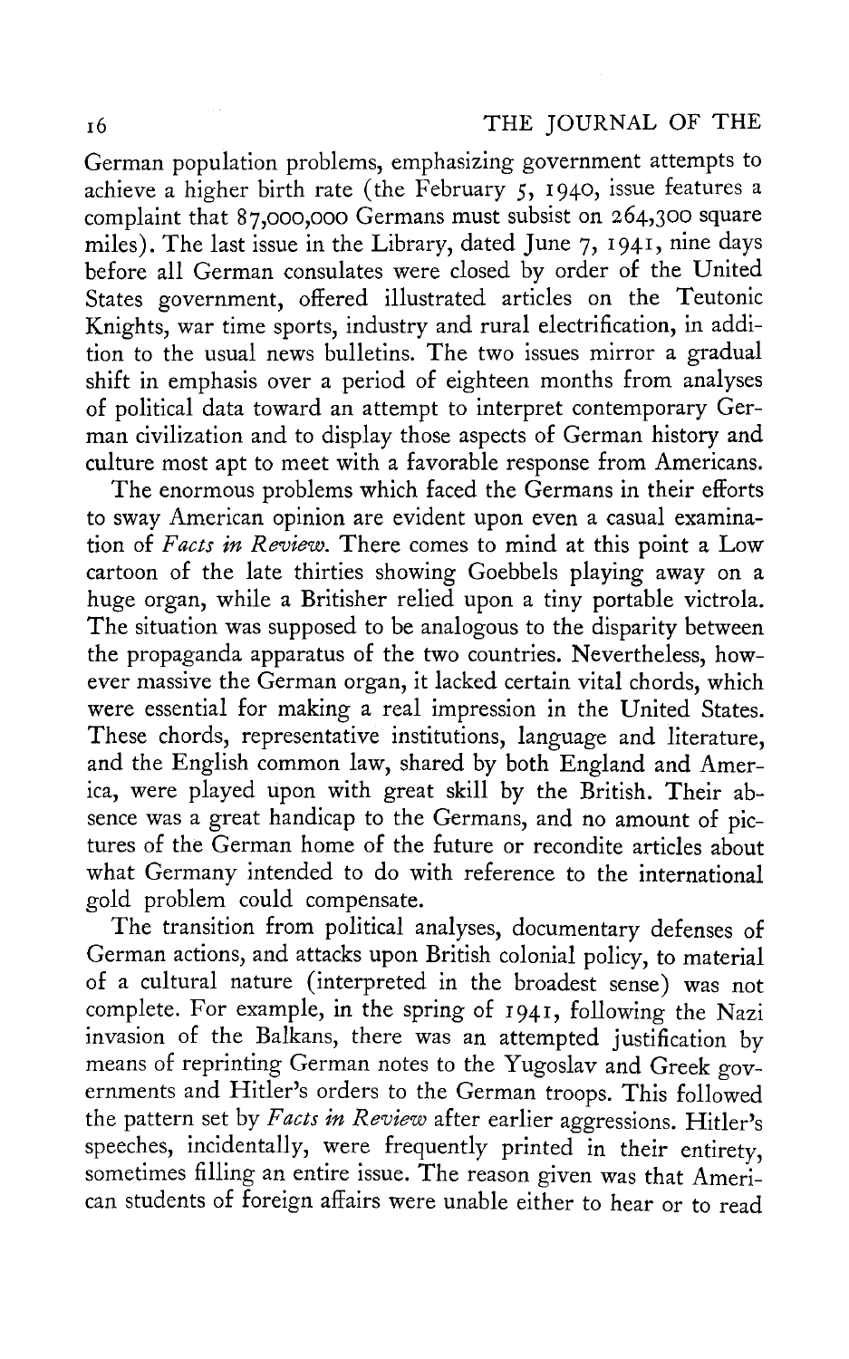German population problems, emphasizing government attempts to achieve a higher birth rate (the February 5, 1940, issue features a complaint that 87,000,000 Germans must subsist on 264,300 square miles). The last issue in the Library, dated June 7, 1941, nine days before all German consulates were closed by order of the United States government, offered illustrated articles on the Teutonic Knights, war time sports, industry and rural electrification, in addition to the usual news bulletins. The two issues mirror a gradual shift in emphasis over a period of eighteen months from analyses of political data toward an attempt to interpret contemporary German civilization and to display those aspects of German history and culture most apt to meet with a favorable response from Americans.

The enormous problems which faced the Germans in their efforts to sway American opinion are evident upon even a casual examination of *Facts in Review*. There comes to mind at this point a Low cartoon of the late thirties showing Goebbels playing away on a huge organ, while a Britisher relied upon a tiny portable victrola. The situation was supposed to be analogous to the disparity between the propaganda apparatus of the two countries. Nevertheless, however massive the German organ, it lacked certain vital chords, which were essential for making a real impression in the United States. These chords, representative institutions, language and literature, and the English common law, shared by both England and America, were played upon with great skill by the British. Their absence was a great handicap to the Germans, and no amount of pictures of the German home of the future or recondite articles about what Germany intended to do with reference to the international gold problem could compensate.

The transition from political analyses, documentary defenses of German actions, and attacks upon British colonial policy, to material of a cultural nature (interpreted in the broadest sense) was not complete. For example, in the spring of 1941, following the Nazi invasion of the Balkans, there was an attempted justification by means of reprinting German notes to the Yugoslav and Greek governments and Hitler's orders to the German troops. This followed the pattern set by *Facts in Review* after earlier aggressions. Hitler's speeches, incidentally, were frequently printed in their entirety, sometimes filling an entire issue. The reason given was that American students of foreign affairs were unable either to hear or to read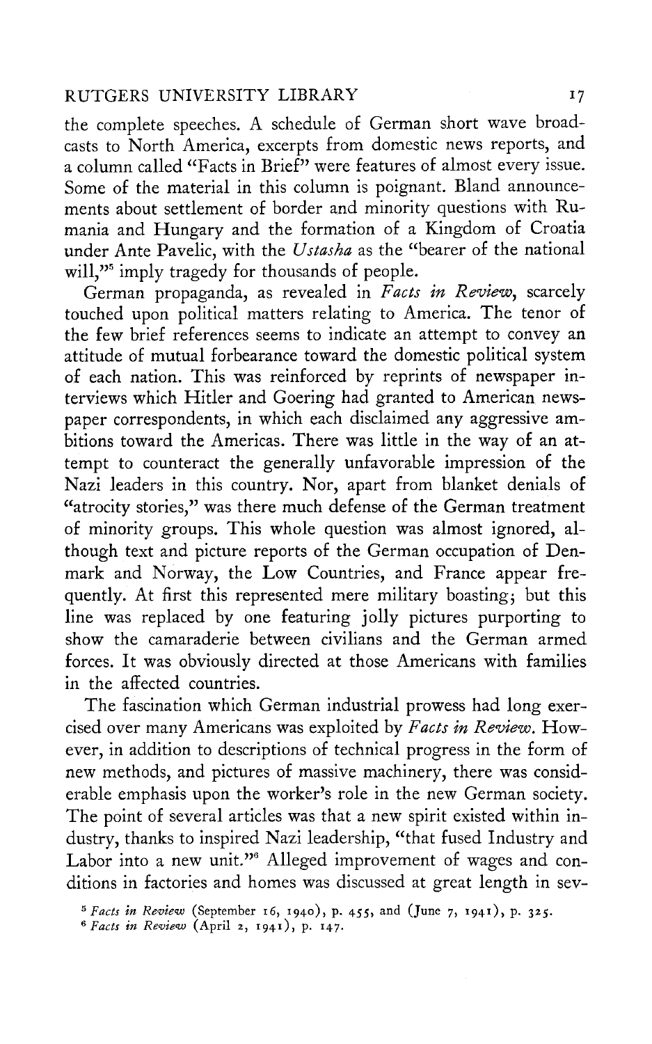the complete speeches. A schedule of German short wave broadcasts to North America, excerpts from domestic news reports, and a column called "Facts in Brief" were features of almost every issue. Some of the material in this column is poignant. Bland announcements about settlement of border and minority questions with Rumania and Hungary and the formation of a Kingdom of Croatia under Ante Pavelic, with the *Ustasha* as the "bearer of the national will,"[5] imply tragedy for thousands of people.

German propaganda, as revealed in *Facts in Review*, scarcely touched upon political matters relating to America. The tenor of the few brief references seems to indicate an attempt to convey an attitude of mutual forbearance toward the domestic political system of each nation. This was reinforced by reprints of newspaper interviews which Hitler and Goering had granted to American newspaper correspondents, in which each disclaimed any aggressive ambitions toward the Americas. There was little in the way of an attempt to counteract the generally unfavorable impression of the Nazi leaders in this country. Nor, apart from blanket denials of "atrocity stories," was there much defense of the German treatment of minority groups. This whole question was almost ignored, although text and picture reports of the German occupation of Denmark and Norway, the Low Countries, and France appear frequently. At first this represented mere military boasting; but this line was replaced by one featuring jolly pictures purporting to show the camaraderie between civilians and the German armed forces. It was obviously directed at those Americans with families in the affected countries.

The fascination which German industrial prowess had long exercised over many Americans was exploited by *Facts in Review*. However, in addition to descriptions of technical progress in the form of new methods, and pictures of massive machinery, there was considerable emphasis upon the worker's role in the new German society. The point of several articles was that a new spirit existed within industry, thanks to inspired Nazi leadership, "that fused Industry and Labor into a new unit."[6] Alleged improvement of wages and conditions in factories and homes was discussed at great length in sev-

[5] *Facts in Review* (September 16, 1940), p. 455, and (June 7, 1941), p. 325.

[6] *Facts in Review* (April 2, 1941), p. 147.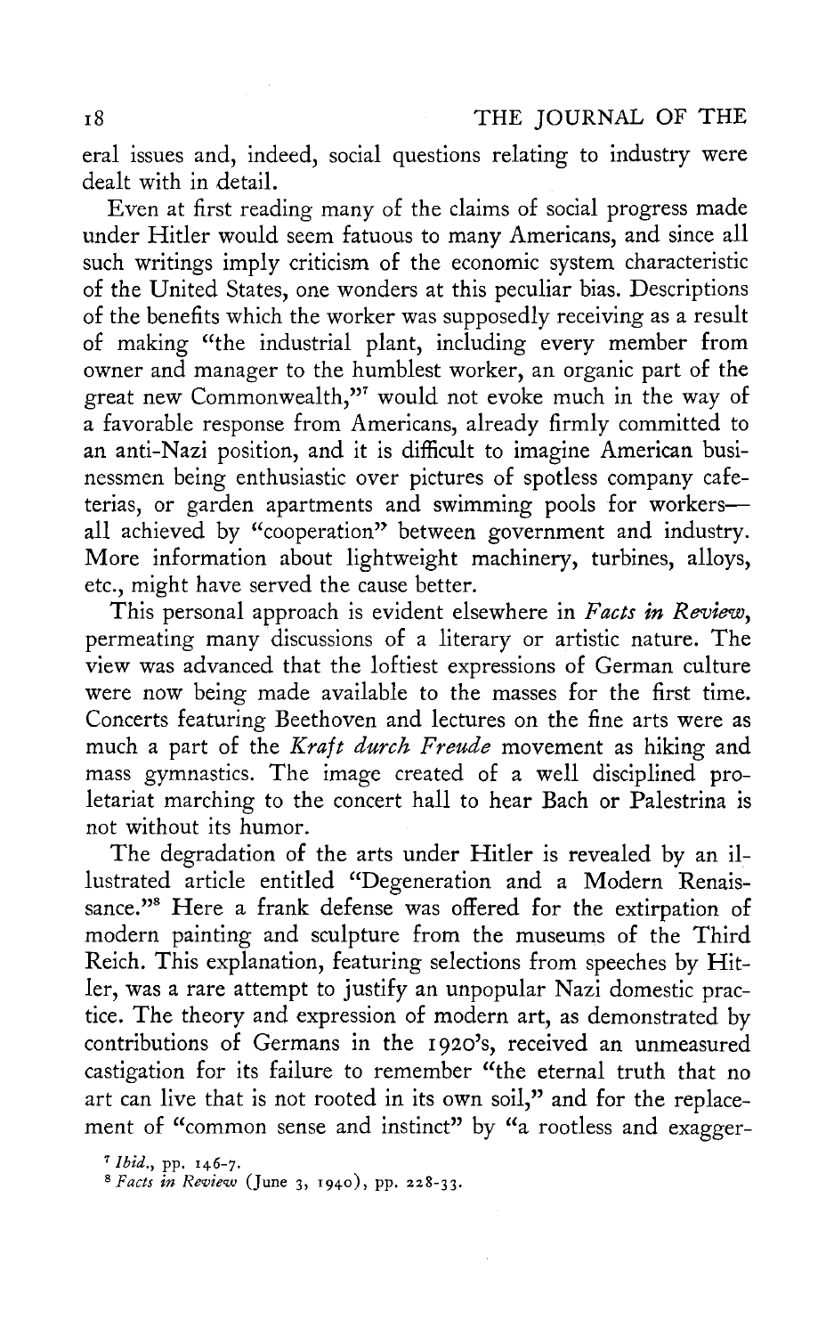eral issues and, indeed, social questions relating to industry were dealt with in detail.

Even at first reading many of the claims of social progress made under Hitler would seem fatuous to many Americans, and since all such writings imply criticism of the economic system characteristic of the United States, one wonders at this peculiar bias. Descriptions of the benefits which the worker was supposedly receiving as a result of making "the industrial plant, including every member from owner and manager to the humblest worker, an organic part of the great new Commonwealth,"[7] would not evoke much in the way of a favorable response from Americans, already firmly committed to an anti-Nazi position, and it is difficult to imagine American businessmen being enthusiastic over pictures of spotless company cafeterias, or garden apartments and swimming pools for workers—all achieved by "cooperation" between government and industry. More information about lightweight machinery, turbines, alloys, etc., might have served the cause better.

This personal approach is evident elsewhere in *Facts in Review*, permeating many discussions of a literary or artistic nature. The view was advanced that the loftiest expressions of German culture were now being made available to the masses for the first time. Concerts featuring Beethoven and lectures on the fine arts were as much a part of the *Kraft durch Freude* movement as hiking and mass gymnastics. The image created of a well disciplined proletariat marching to the concert hall to hear Bach or Palestrina is not without its humor.

The degradation of the arts under Hitler is revealed by an illustrated article entitled "Degeneration and a Modern Renaissance."[8] Here a frank defense was offered for the extirpation of modern painting and sculpture from the museums of the Third Reich. This explanation, featuring selections from speeches by Hitler, was a rare attempt to justify an unpopular Nazi domestic practice. The theory and expression of modern art, as demonstrated by contributions of Germans in the 1920's, received an unmeasured castigation for its failure to remember "the eternal truth that no art can live that is not rooted in its own soil," and for the replacement of "common sense and instinct" by "a rootless and exagger-

[7] *Ibid.*, pp. 146-7.

[8] *Facts in Review* (June 3, 1940), pp. 228-33.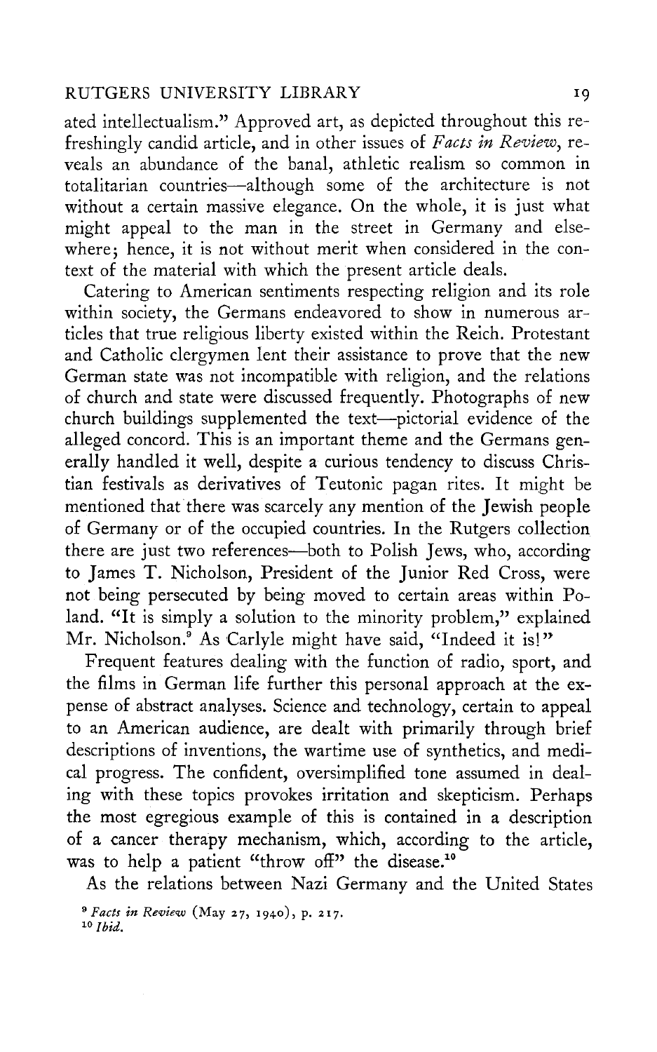ated intellectualism." Approved art, as depicted throughout this refreshingly candid article, and in other issues of *Facts in Review*, reveals an abundance of the banal, athletic realism so common in totalitarian countries—although some of the architecture is not without a certain massive elegance. On the whole, it is just what might appeal to the man in the street in Germany and elsewhere; hence, it is not without merit when considered in the context of the material with which the present article deals.

Catering to American sentiments respecting religion and its role within society, the Germans endeavored to show in numerous articles that true religious liberty existed within the Reich. Protestant and Catholic clergymen lent their assistance to prove that the new German state was not incompatible with religion, and the relations of church and state were discussed frequently. Photographs of new church buildings supplemented the text—pictorial evidence of the alleged concord. This is an important theme and the Germans generally handled it well, despite a curious tendency to discuss Christian festivals as derivatives of Teutonic pagan rites. It might be mentioned that there was scarcely any mention of the Jewish people of Germany or of the occupied countries. In the Rutgers collection there are just two references—both to Polish Jews, who, according to James T. Nicholson, President of the Junior Red Cross, were not being persecuted by being moved to certain areas within Poland. "It is simply a solution to the minority problem," explained Mr. Nicholson.[9] As Carlyle might have said, "Indeed it is!"

Frequent features dealing with the function of radio, sport, and the films in German life further this personal approach at the expense of abstract analyses. Science and technology, certain to appeal to an American audience, are dealt with primarily through brief descriptions of inventions, the wartime use of synthetics, and medical progress. The confident, oversimplified tone assumed in dealing with these topics provokes irritation and skepticism. Perhaps the most egregious example of this is contained in a description of a cancer therapy mechanism, which, according to the article, was to help a patient "throw off" the disease.[10]

As the relations between Nazi Germany and the United States

[9] *Facts in Review* (May 27, 1940), p. 217.

[10] *Ibid.*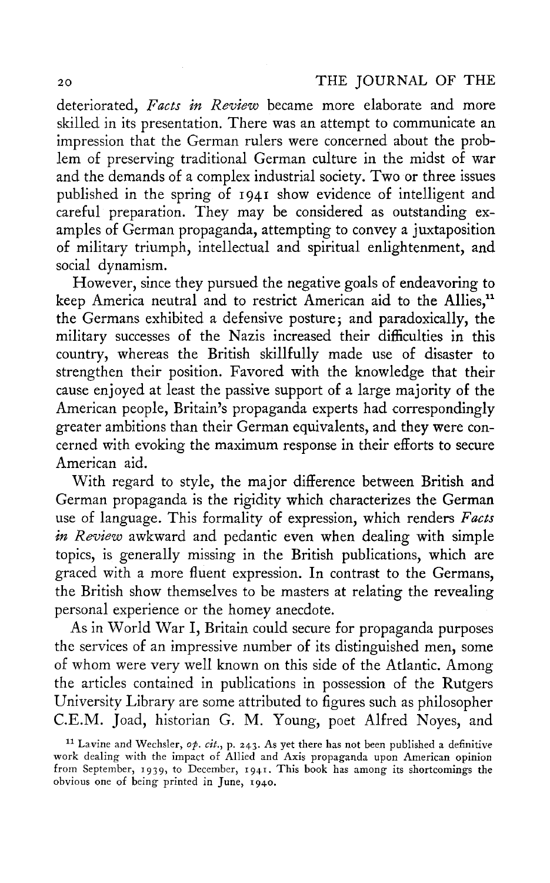deteriorated, *Facts in Review* became more elaborate and more skilled in its presentation. There was an attempt to communicate an impression that the German rulers were concerned about the problem of preserving traditional German culture in the midst of war and the demands of a complex industrial society. Two or three issues published in the spring of 1941 show evidence of intelligent and careful preparation. They may be considered as outstanding examples of German propaganda, attempting to convey a juxtaposition of military triumph, intellectual and spiritual enlightenment, and social dynamism.

However, since they pursued the negative goals of endeavoring to keep America neutral and to restrict American aid to the Allies,[11] the Germans exhibited a defensive posture; and paradoxically, the military successes of the Nazis increased their difficulties in this country, whereas the British skillfully made use of disaster to strengthen their position. Favored with the knowledge that their cause enjoyed at least the passive support of a large majority of the American people, Britain's propaganda experts had correspondingly greater ambitions than their German equivalents, and they were concerned with evoking the maximum response in their efforts to secure American aid.

With regard to style, the major difference between British and German propaganda is the rigidity which characterizes the German use of language. This formality of expression, which renders *Facts in Review* awkward and pedantic even when dealing with simple topics, is generally missing in the British publications, which are graced with a more fluent expression. In contrast to the Germans, the British show themselves to be masters at relating the revealing personal experience or the homey anecdote.

As in World War I, Britain could secure for propaganda purposes the services of an impressive number of its distinguished men, some of whom were very well known on this side of the Atlantic. Among the articles contained in publications in possession of the Rutgers University Library are some attributed to figures such as philosopher C.E.M. Joad, historian G. M. Young, poet Alfred Noyes, and

[11] Lavine and Wechsler, *op. cit.*, p. 243. As yet there has not been published a definitive work dealing with the impact of Allied and Axis propaganda upon American opinion from September, 1939, to December, 1941. This book has among its shortcomings the obvious one of being printed in June, 1940.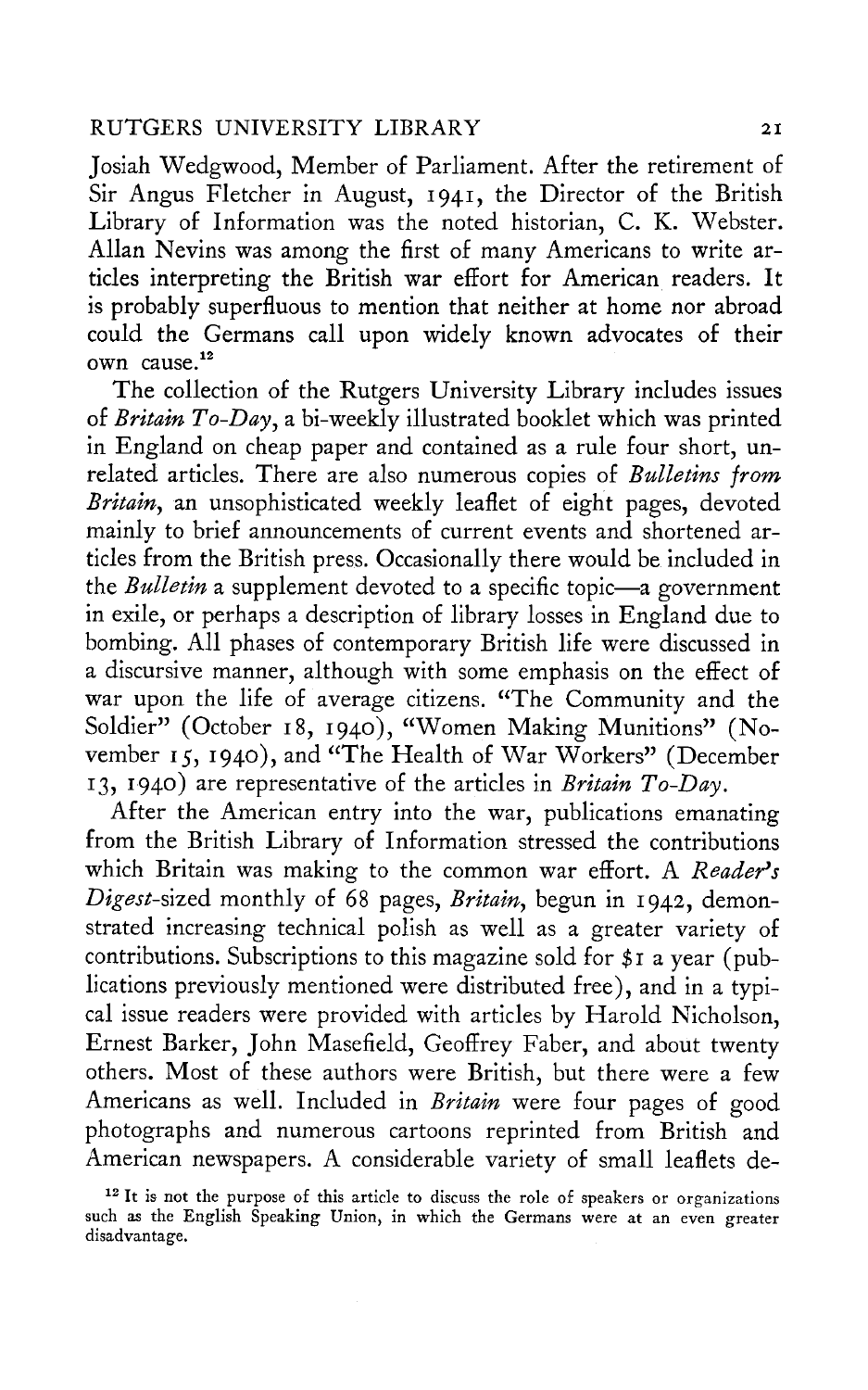Josiah Wedgwood, Member of Parliament. After the retirement of Sir Angus Fletcher in August, 1941, the Director of the British Library of Information was the noted historian, C. K. Webster. Allan Nevins was among the first of many Americans to write articles interpreting the British war effort for American readers. It is probably superfluous to mention that neither at home nor abroad could the Germans call upon widely known advocates of their own cause.[12]

The collection of the Rutgers University Library includes issues of *Britain To-Day*, a bi-weekly illustrated booklet which was printed in England on cheap paper and contained as a rule four short, unrelated articles. There are also numerous copies of *Bulletins from Britain*, an unsophisticated weekly leaflet of eight pages, devoted mainly to brief announcements of current events and shortened articles from the British press. Occasionally there would be included in the *Bulletin* a supplement devoted to a specific topic—a government in exile, or perhaps a description of library losses in England due to bombing. All phases of contemporary British life were discussed in a discursive manner, although with some emphasis on the effect of war upon the life of average citizens. "The Community and the Soldier" (October 18, 1940), "Women Making Munitions" (November 15, 1940), and "The Health of War Workers" (December 13, 1940) are representative of the articles in *Britain To-Day*.

After the American entry into the war, publications emanating from the British Library of Information stressed the contributions which Britain was making to the common war effort. A *Reader's Digest*-sized monthly of 68 pages, *Britain*, begun in 1942, demonstrated increasing technical polish as well as a greater variety of contributions. Subscriptions to this magazine sold for $1 a year (publications previously mentioned were distributed free), and in a typical issue readers were provided with articles by Harold Nicholson, Ernest Barker, John Masefield, Geoffrey Faber, and about twenty others. Most of these authors were British, but there were a few Americans as well. Included in *Britain* were four pages of good photographs and numerous cartoons reprinted from British and American newspapers. A considerable variety of small leaflets de-

[12] It is not the purpose of this article to discuss the role of speakers or organizations such as the English Speaking Union, in which the Germans were at an even greater disadvantage.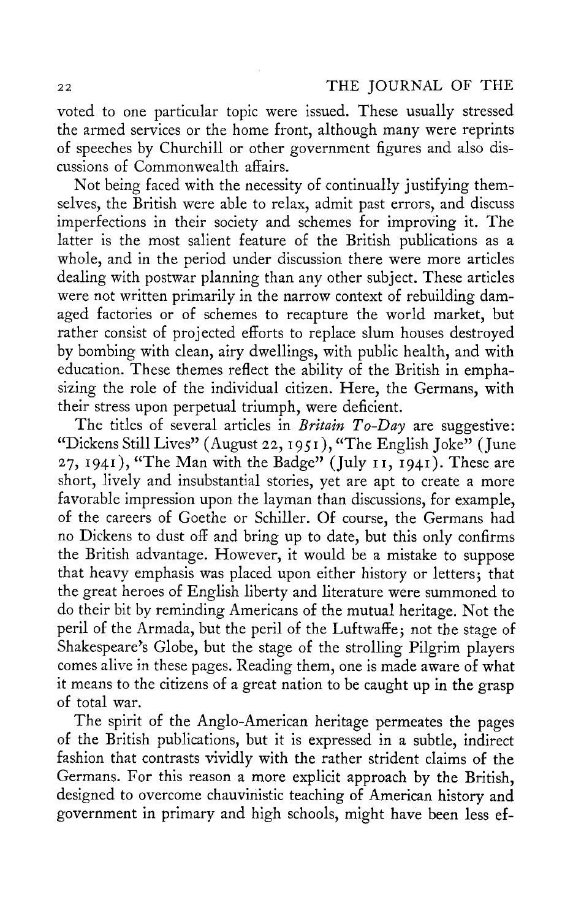voted to one particular topic were issued. These usually stressed the armed services or the home front, although many were reprints of speeches by Churchill or other government figures and also discussions of Commonwealth affairs.

Not being faced with the necessity of continually justifying themselves, the British were able to relax, admit past errors, and discuss imperfections in their society and schemes for improving it. The latter is the most salient feature of the British publications as a whole, and in the period under discussion there were more articles dealing with postwar planning than any other subject. These articles were not written primarily in the narrow context of rebuilding damaged factories or of schemes to recapture the world market, but rather consist of projected efforts to replace slum houses destroyed by bombing with clean, airy dwellings, with public health, and with education. These themes reflect the ability of the British in emphasizing the role of the individual citizen. Here, the Germans, with their stress upon perpetual triumph, were deficient.

The titles of several articles in *Britain To-Day* are suggestive: "Dickens Still Lives" (August 22, 1951), "The English Joke" (June 27, 1941), "The Man with the Badge" (July 11, 1941). These are short, lively and insubstantial stories, yet are apt to create a more favorable impression upon the layman than discussions, for example, of the careers of Goethe or Schiller. Of course, the Germans had no Dickens to dust off and bring up to date, but this only confirms the British advantage. However, it would be a mistake to suppose that heavy emphasis was placed upon either history or letters; that the great heroes of English liberty and literature were summoned to do their bit by reminding Americans of the mutual heritage. Not the peril of the Armada, but the peril of the Luftwaffe; not the stage of Shakespeare's Globe, but the stage of the strolling Pilgrim players comes alive in these pages. Reading them, one is made aware of what it means to the citizens of a great nation to be caught up in the grasp of total war.

The spirit of the Anglo-American heritage permeates the pages of the British publications, but it is expressed in a subtle, indirect fashion that contrasts vividly with the rather strident claims of the Germans. For this reason a more explicit approach by the British, designed to overcome chauvinistic teaching of American history and government in primary and high schools, might have been less ef-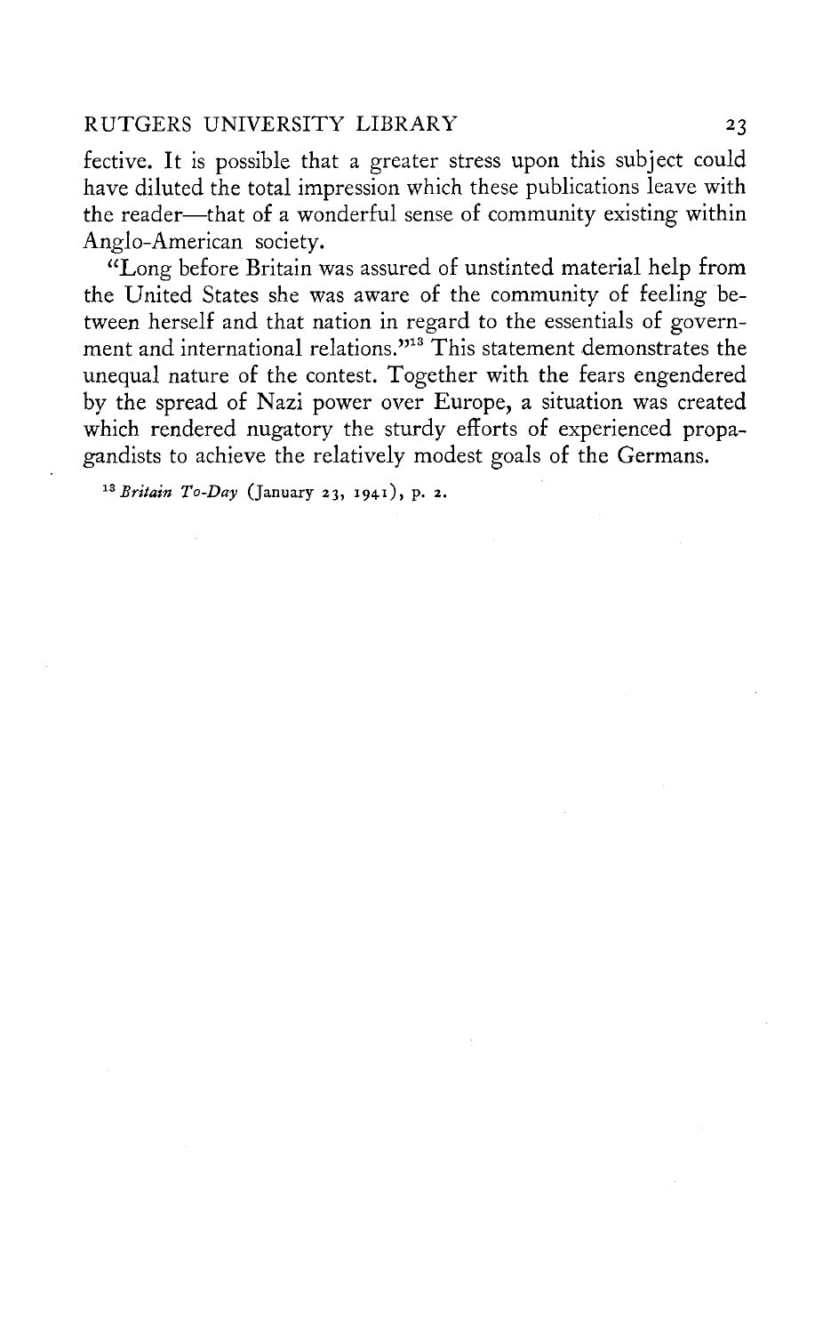fective. It is possible that a greater stress upon this subject could have diluted the total impression which these publications leave with the reader—that of a wonderful sense of community existing within Anglo-American society.

"Long before Britain was assured of unstinted material help from the United States she was aware of the community of feeling between herself and that nation in regard to the essentials of government and international relations."[13] This statement demonstrates the unequal nature of the contest. Together with the fears engendered by the spread of Nazi power over Europe, a situation was created which rendered nugatory the sturdy efforts of experienced propagandists to achieve the relatively modest goals of the Germans.

[13] *Britain To-Day* (January 23, 1941), p. 2.